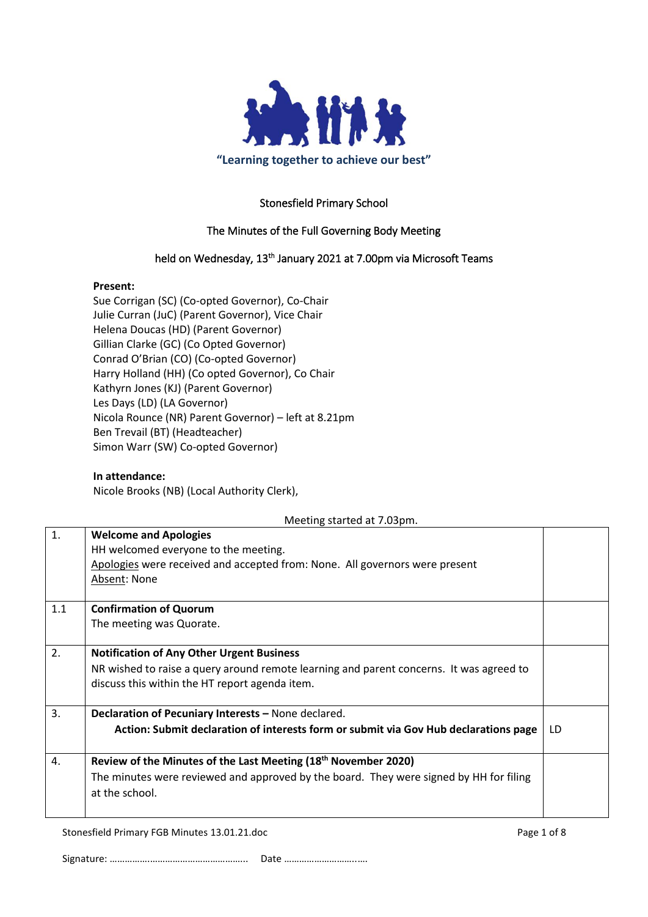"Learning together to achieve our best"

Stonesfield Primary School

The Minutes of the Full Governing Body Meeting

held on Wednesday, 13th January 2021 at 7.00pm via Microsoft Teams

**Present:**
Sue Corrigan (SC) (Co-opted Governor), Co-Chair
Julie Curran (JuC) (Parent Governor), Vice Chair
Helena Doucas (HD) (Parent Governor)
Gillian Clarke (GC) (Co Opted Governor)
Conrad O'Brian (CO) (Co-opted Governor)
Harry Holland (HH) (Co opted Governor), Co Chair
Kathyrn Jones (KJ) (Parent Governor)
Les Days (LD) (LA Governor)
Nicola Rounce (NR) Parent Governor) – left at 8.21pm
Ben Trevail (BT) (Headteacher)
Simon Warr (SW) Co-opted Governor)

**In attendance:**
Nicole Brooks (NB) (Local Authority Clerk),

Meeting started at 7.03pm.

| | | |
|---|---|---|
| 1. | **Welcome and Apologies**<br>HH welcomed everyone to the meeting.<br>Apologies were received and accepted from: None. All governors were present<br>Absent: None | |
| 1.1 | **Confirmation of Quorum**<br>The meeting was Quorate. | |
| 2. | **Notification of Any Other Urgent Business**<br>NR wished to raise a query around remote learning and parent concerns. It was agreed to discuss this within the HT report agenda item. | |
| 3. | **Declaration of Pecuniary Interests –** None declared.<br>**Action: Submit declaration of interests form or submit via Gov Hub declarations page** | LD |
| 4. | **Review of the Minutes of the Last Meeting (18th November 2020)**<br>The minutes were reviewed and approved by the board. They were signed by HH for filing at the school. | |

Signature: ……………………………………………….. Date ………………………..….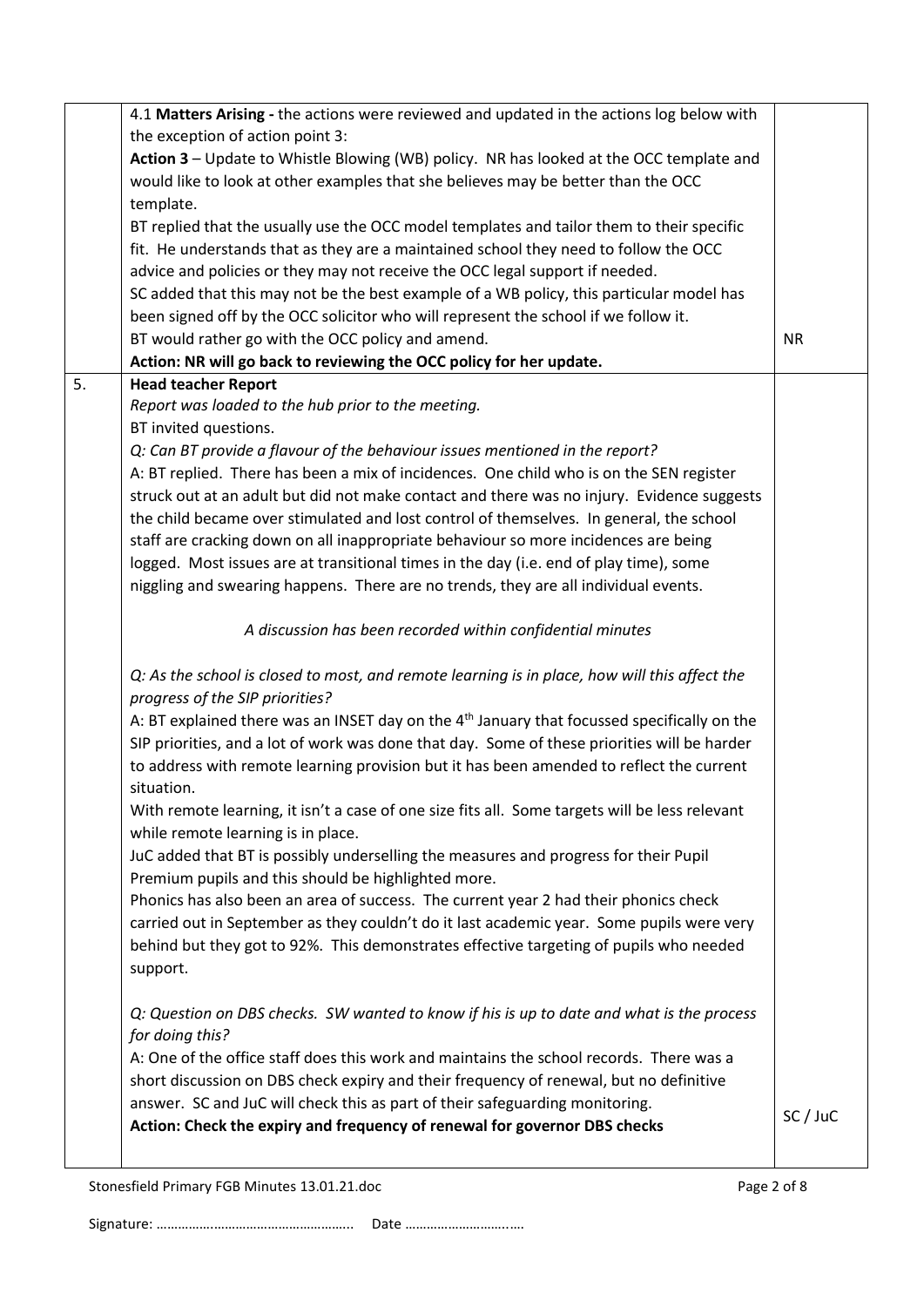| | | |
|---|---|---|
| | 4.1 **Matters Arising -** the actions were reviewed and updated in the actions log below with the exception of action point 3:<br>**Action 3** – Update to Whistle Blowing (WB) policy. NR has looked at the OCC template and would like to look at other examples that she believes may be better than the OCC template.<br>BT replied that the usually use the OCC model templates and tailor them to their specific fit. He understands that as they are a maintained school they need to follow the OCC advice and policies or they may not receive the OCC legal support if needed.<br>SC added that this may not be the best example of a WB policy, this particular model has been signed off by the OCC solicitor who will represent the school if we follow it.<br>BT would rather go with the OCC policy and amend.<br>**Action: NR will go back to reviewing the OCC policy for her update.** | NR |
| 5. | **Head teacher Report**<br>*Report was loaded to the hub prior to the meeting.*<br>BT invited questions.<br>*Q: Can BT provide a flavour of the behaviour issues mentioned in the report?*<br>A: BT replied. There has been a mix of incidences. One child who is on the SEN register struck out at an adult but did not make contact and there was no injury. Evidence suggests the child became over stimulated and lost control of themselves. In general, the school staff are cracking down on all inappropriate behaviour so more incidences are being logged. Most issues are at transitional times in the day (i.e. end of play time), some niggling and swearing happens. There are no trends, they are all individual events.<br><br>*A discussion has been recorded within confidential minutes*<br><br>*Q: As the school is closed to most, and remote learning is in place, how will this affect the progress of the SIP priorities?*<br>A: BT explained there was an INSET day on the 4th January that focussed specifically on the SIP priorities, and a lot of work was done that day. Some of these priorities will be harder to address with remote learning provision but it has been amended to reflect the current situation.<br>With remote learning, it isn't a case of one size fits all. Some targets will be less relevant while remote learning is in place.<br>JuC added that BT is possibly underselling the measures and progress for their Pupil Premium pupils and this should be highlighted more.<br>Phonics has also been an area of success. The current year 2 had their phonics check carried out in September as they couldn't do it last academic year. Some pupils were very behind but they got to 92%. This demonstrates effective targeting of pupils who needed support.<br><br>*Q: Question on DBS checks. SW wanted to know if his is up to date and what is the process for doing this?*<br>A: One of the office staff does this work and maintains the school records. There was a short discussion on DBS check expiry and their frequency of renewal, but no definitive answer. SC and JuC will check this as part of their safeguarding monitoring.<br>**Action: Check the expiry and frequency of renewal for governor DBS checks** | SC / JuC |

Signature: …………………………………………….. Date ………………………..….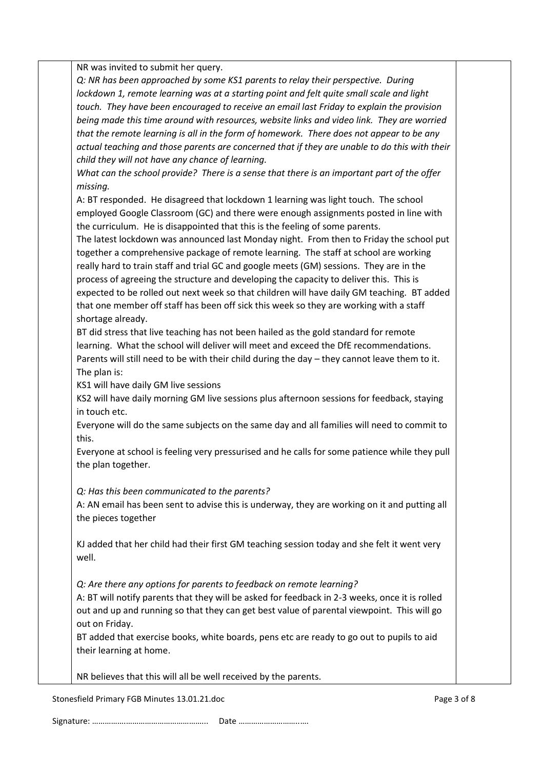NR was invited to submit her query.

*Q: NR has been approached by some KS1 parents to relay their perspective. During lockdown 1, remote learning was at a starting point and felt quite small scale and light touch. They have been encouraged to receive an email last Friday to explain the provision being made this time around with resources, website links and video link. They are worried that the remote learning is all in the form of homework. There does not appear to be any actual teaching and those parents are concerned that if they are unable to do this with their child they will not have any chance of learning.*

*What can the school provide? There is a sense that there is an important part of the offer missing.*

A: BT responded. He disagreed that lockdown 1 learning was light touch. The school employed Google Classroom (GC) and there were enough assignments posted in line with the curriculum. He is disappointed that this is the feeling of some parents.

The latest lockdown was announced last Monday night. From then to Friday the school put together a comprehensive package of remote learning. The staff at school are working really hard to train staff and trial GC and google meets (GM) sessions. They are in the process of agreeing the structure and developing the capacity to deliver this. This is expected to be rolled out next week so that children will have daily GM teaching. BT added that one member off staff has been off sick this week so they are working with a staff shortage already.

BT did stress that live teaching has not been hailed as the gold standard for remote learning. What the school will deliver will meet and exceed the DfE recommendations. Parents will still need to be with their child during the day – they cannot leave them to it.

The plan is:

KS1 will have daily GM live sessions

KS2 will have daily morning GM live sessions plus afternoon sessions for feedback, staying in touch etc.

Everyone will do the same subjects on the same day and all families will need to commit to this.

Everyone at school is feeling very pressurised and he calls for some patience while they pull the plan together.

*Q: Has this been communicated to the parents?*

A: AN email has been sent to advise this is underway, they are working on it and putting all the pieces together

KJ added that her child had their first GM teaching session today and she felt it went very well.

*Q: Are there any options for parents to feedback on remote learning?*

A: BT will notify parents that they will be asked for feedback in 2-3 weeks, once it is rolled out and up and running so that they can get best value of parental viewpoint. This will go out on Friday.

BT added that exercise books, white boards, pens etc are ready to go out to pupils to aid their learning at home.

NR believes that this will all be well received by the parents.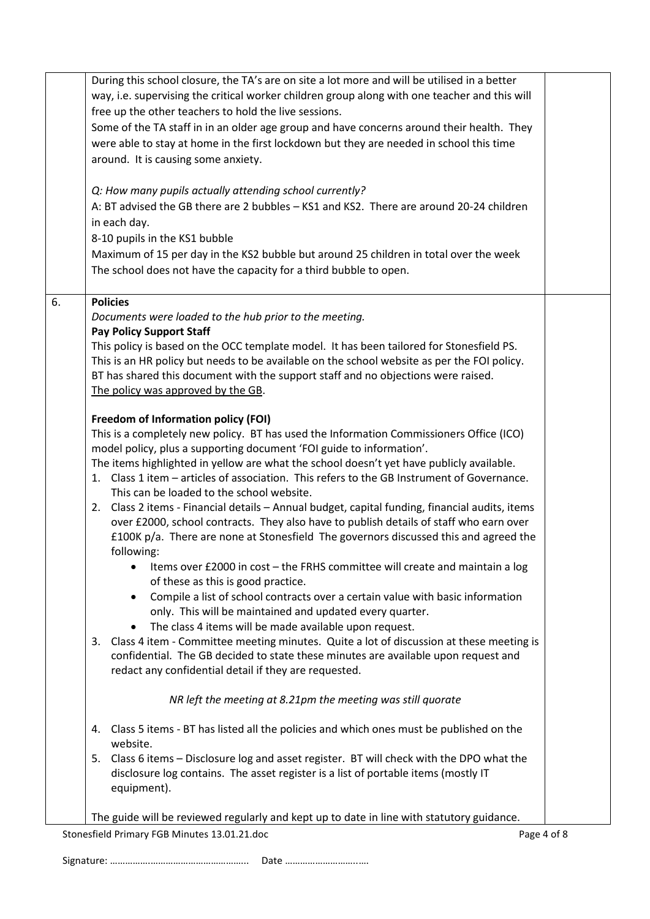During this school closure, the TA's are on site a lot more and will be utilised in a better way, i.e. supervising the critical worker children group along with one teacher and this will free up the other teachers to hold the live sessions.
Some of the TA staff in in an older age group and have concerns around their health. They were able to stay at home in the first lockdown but they are needed in school this time around. It is causing some anxiety.

*Q: How many pupils actually attending school currently?*
A: BT advised the GB there are 2 bubbles – KS1 and KS2. There are around 20-24 children in each day.
8-10 pupils in the KS1 bubble
Maximum of 15 per day in the KS2 bubble but around 25 children in total over the week
The school does not have the capacity for a third bubble to open.

## 6. Policies

*Documents were loaded to the hub prior to the meeting.*

**Pay Policy Support Staff**

This policy is based on the OCC template model. It has been tailored for Stonesfield PS.
This is an HR policy but needs to be available on the school website as per the FOI policy.
BT has shared this document with the support staff and no objections were raised.
The policy was approved by the GB.

**Freedom of Information policy (FOI)**

This is a completely new policy. BT has used the Information Commissioners Office (ICO) model policy, plus a supporting document 'FOI guide to information'.
The items highlighted in yellow are what the school doesn't yet have publicly available.

1. Class 1 item – articles of association. This refers to the GB Instrument of Governance. This can be loaded to the school website.
2. Class 2 items - Financial details – Annual budget, capital funding, financial audits, items over £2000, school contracts. They also have to publish details of staff who earn over £100K p/a. There are none at Stonesfield The governors discussed this and agreed the following:
   - Items over £2000 in cost – the FRHS committee will create and maintain a log of these as this is good practice.
   - Compile a list of school contracts over a certain value with basic information only. This will be maintained and updated every quarter.
   - The class 4 items will be made available upon request.
3. Class 4 item - Committee meeting minutes. Quite a lot of discussion at these meeting is confidential. The GB decided to state these minutes are available upon request and redact any confidential detail if they are requested.

*NR left the meeting at 8.21pm the meeting was still quorate*

4. Class 5 items - BT has listed all the policies and which ones must be published on the website.
5. Class 6 items – Disclosure log and asset register. BT will check with the DPO what the disclosure log contains. The asset register is a list of portable items (mostly IT equipment).

The guide will be reviewed regularly and kept up to date in line with statutory guidance.

Stonesfield Primary FGB Minutes 13.01.21.doc

Signature: …………………………………………….. Date ……………………….….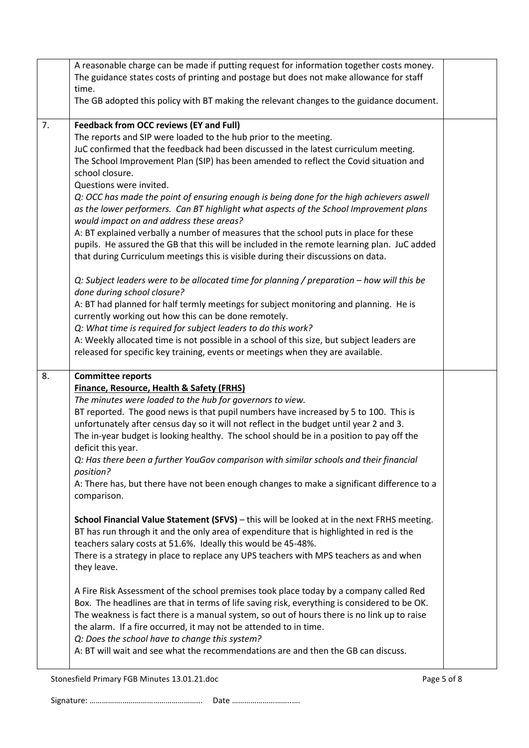| | | |
|---|---|---|
| | A reasonable charge can be made if putting request for information together costs money. The guidance states costs of printing and postage but does not make allowance for staff time.<br>The GB adopted this policy with BT making the relevant changes to the guidance document. | |
| 7. | **Feedback from OCC reviews (EY and Full)**<br>The reports and SIP were loaded to the hub prior to the meeting.<br>JuC confirmed that the feedback had been discussed in the latest curriculum meeting.<br>The School Improvement Plan (SIP) has been amended to reflect the Covid situation and school closure.<br>Questions were invited.<br>*Q: OCC has made the point of ensuring enough is being done for the high achievers aswell as the lower performers. Can BT highlight what aspects of the School Improvement plans would impact on and address these areas?*<br>A: BT explained verbally a number of measures that the school puts in place for these pupils. He assured the GB that this will be included in the remote learning plan. JuC added that during Curriculum meetings this is visible during their discussions on data.<br><br>*Q: Subject leaders were to be allocated time for planning / preparation – how will this be done during school closure?*<br>A: BT had planned for half termly meetings for subject monitoring and planning. He is currently working out how this can be done remotely.<br>*Q: What time is required for subject leaders to do this work?*<br>A: Weekly allocated time is not possible in a school of this size, but subject leaders are released for specific key training, events or meetings when they are available. | |
| 8. | **Committee reports**<br>**<u>Finance, Resource, Health & Safety (FRHS)</u>**<br>*The minutes were loaded to the hub for governors to view.*<br>BT reported. The good news is that pupil numbers have increased by 5 to 100. This is unfortunately after census day so it will not reflect in the budget until year 2 and 3.<br>The in-year budget is looking healthy. The school should be in a position to pay off the deficit this year.<br>*Q: Has there been a further YouGov comparison with similar schools and their financial position?*<br>A: There has, but there have not been enough changes to make a significant difference to a comparison.<br><br>**School Financial Value Statement (SFVS)** – this will be looked at in the next FRHS meeting. BT has run through it and the only area of expenditure that is highlighted in red is the teachers salary costs at 51.6%. Ideally this would be 45-48%.<br>There is a strategy in place to replace any UPS teachers with MPS teachers as and when they leave.<br><br>A Fire Risk Assessment of the school premises took place today by a company called Red Box. The headlines are that in terms of life saving risk, everything is considered to be OK. The weakness is fact there is a manual system, so out of hours there is no link up to raise the alarm. If a fire occurred, it may not be attended to in time.<br>*Q: Does the school have to change this system?*<br>A: BT will wait and see what the recommendations are and then the GB can discuss. | |

Signature: …………………………………………….. Date ………………………..….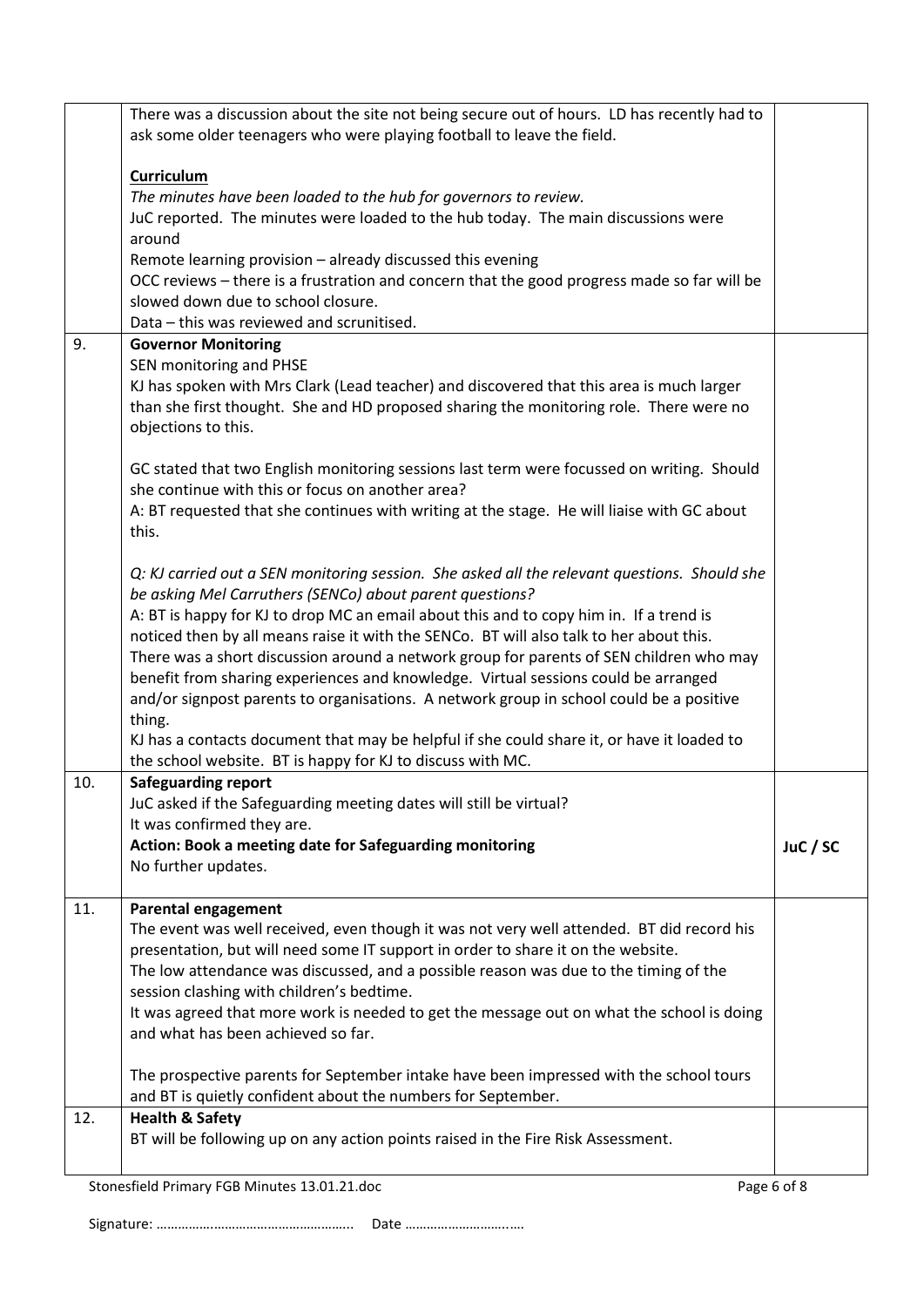| | | |
|---|---|---|
| | There was a discussion about the site not being secure out of hours. LD has recently had to ask some older teenagers who were playing football to leave the field.<br><br>**Curriculum**<br>*The minutes have been loaded to the hub for governors to review.*<br>JuC reported. The minutes were loaded to the hub today. The main discussions were around<br>Remote learning provision – already discussed this evening<br>OCC reviews – there is a frustration and concern that the good progress made so far will be slowed down due to school closure.<br>Data – this was reviewed and scrunitised. | |
| 9. | **Governor Monitoring**<br>SEN monitoring and PHSE<br>KJ has spoken with Mrs Clark (Lead teacher) and discovered that this area is much larger than she first thought. She and HD proposed sharing the monitoring role. There were no objections to this.<br><br>GC stated that two English monitoring sessions last term were focussed on writing. Should she continue with this or focus on another area?<br>A: BT requested that she continues with writing at the stage. He will liaise with GC about this.<br><br>*Q: KJ carried out a SEN monitoring session. She asked all the relevant questions. Should she be asking Mel Carruthers (SENCo) about parent questions?*<br>A: BT is happy for KJ to drop MC an email about this and to copy him in. If a trend is noticed then by all means raise it with the SENCo. BT will also talk to her about this.<br>There was a short discussion around a network group for parents of SEN children who may benefit from sharing experiences and knowledge. Virtual sessions could be arranged and/or signpost parents to organisations. A network group in school could be a positive thing.<br>KJ has a contacts document that may be helpful if she could share it, or have it loaded to the school website. BT is happy for KJ to discuss with MC. | |
| 10. | **Safeguarding report**<br>JuC asked if the Safeguarding meeting dates will still be virtual?<br>It was confirmed they are.<br>**Action: Book a meeting date for Safeguarding monitoring**<br>No further updates. | **JuC / SC** |
| 11. | **Parental engagement**<br>The event was well received, even though it was not very well attended. BT did record his presentation, but will need some IT support in order to share it on the website.<br>The low attendance was discussed, and a possible reason was due to the timing of the session clashing with children's bedtime.<br>It was agreed that more work is needed to get the message out on what the school is doing and what has been achieved so far.<br><br>The prospective parents for September intake have been impressed with the school tours and BT is quietly confident about the numbers for September. | |
| 12. | **Health & Safety**<br>BT will be following up on any action points raised in the Fire Risk Assessment. | |

Signature: …………………………………………….. Date ………………………..….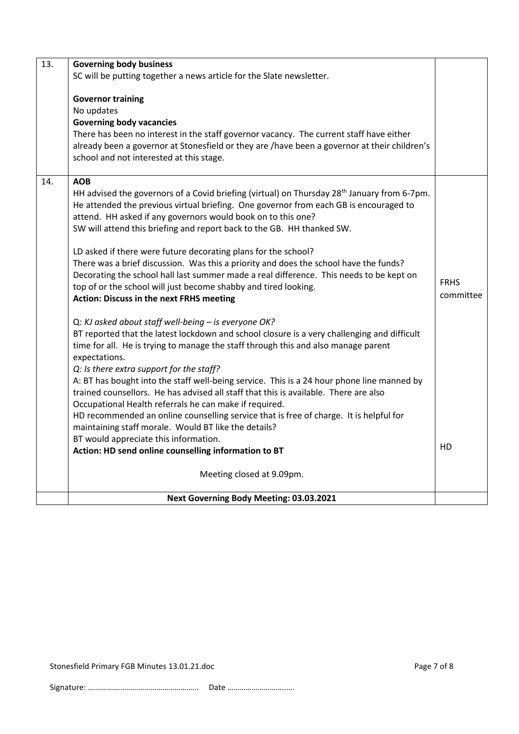| | | |
|---|---|---|
| 13. | **Governing body business**<br>SC will be putting together a news article for the Slate newsletter.<br><br>**Governor training**<br>No updates<br>**Governing body vacancies**<br>There has been no interest in the staff governor vacancy. The current staff have either already been a governor at Stonesfield or they are /have been a governor at their children's school and not interested at this stage. | |
| 14. | **AOB**<br>HH advised the governors of a Covid briefing (virtual) on Thursday 28th January from 6-7pm. He attended the previous virtual briefing. One governor from each GB is encouraged to attend. HH asked if any governors would book on to this one?<br>SW will attend this briefing and report back to the GB. HH thanked SW.<br><br>LD asked if there were future decorating plans for the school?<br>There was a brief discussion. Was this a priority and does the school have the funds? Decorating the school hall last summer made a real difference. This needs to be kept on top of or the school will just become shabby and tired looking.<br>**Action: Discuss in the next FRHS meeting** | FRHS committee |
| | Q: *KJ asked about staff well-being – is everyone OK?*<br>BT reported that the latest lockdown and school closure is a very challenging and difficult time for all. He is trying to manage the staff through this and also manage parent expectations.<br>*Q: Is there extra support for the staff?*<br>A: BT has bought into the staff well-being service. This is a 24 hour phone line manned by trained counsellors. He has advised all staff that this is available. There are also Occupational Health referrals he can make if required.<br>HD recommended an online counselling service that is free of charge. It is helpful for maintaining staff morale. Would BT like the details?<br>BT would appreciate this information.<br>**Action: HD send online counselling information to BT**<br><br>Meeting closed at 9.09pm. | HD |
| | **Next Governing Body Meeting: 03.03.2021** | |

Stonesfield Primary FGB Minutes 13.01.21.doc

Signature: …………………………………………….. Date ……………………….….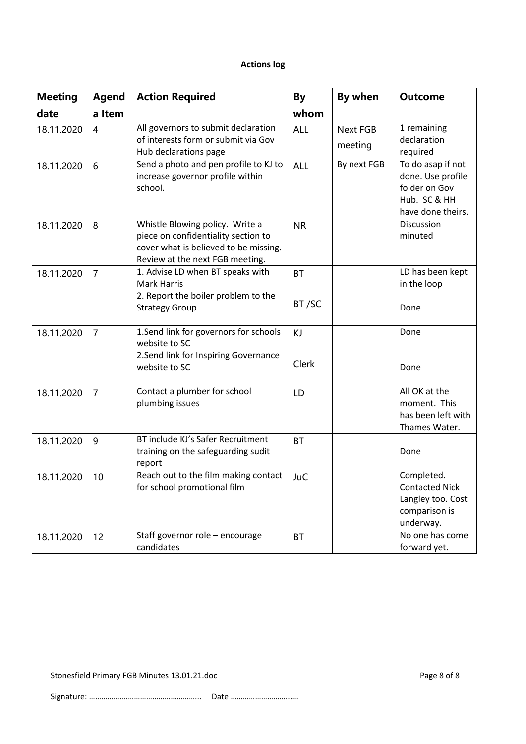**Actions log**

| Meeting date | Agenda Item | Action Required | By whom | By when | Outcome |
|---|---|---|---|---|---|
| 18.11.2020 | 4 | All governors to submit declaration of interests form or submit via Gov Hub declarations page | ALL | Next FGB meeting | 1 remaining declaration required |
| 18.11.2020 | 6 | Send a photo and pen profile to KJ to increase governor profile within school. | ALL | By next FGB | To do asap if not done. Use profile folder on Gov Hub. SC & HH have done theirs. |
| 18.11.2020 | 8 | Whistle Blowing policy. Write a piece on confidentiality section to cover what is believed to be missing. Review at the next FGB meeting. | NR | | Discussion minuted |
| 18.11.2020 | 7 | 1. Advise LD when BT speaks with Mark Harris<br>2. Report the boiler problem to the Strategy Group | BT<br><br>BT /SC | | LD has been kept in the loop<br><br>Done |
| 18.11.2020 | 7 | 1.Send link for governors for schools website to SC<br>2.Send link for Inspiring Governance website to SC | KJ<br><br>Clerk | | Done<br><br>Done |
| 18.11.2020 | 7 | Contact a plumber for school plumbing issues | LD | | All OK at the moment. This has been left with Thames Water. |
| 18.11.2020 | 9 | BT include KJ's Safer Recruitment training on the safeguarding sudit report | BT | | Done |
| 18.11.2020 | 10 | Reach out to the film making contact for school promotional film | JuC | | Completed. Contacted Nick Langley too. Cost comparison is underway. |
| 18.11.2020 | 12 | Staff governor role – encourage candidates | BT | | No one has come forward yet. |

Signature: ……………………………………………….. Date ………………………..….